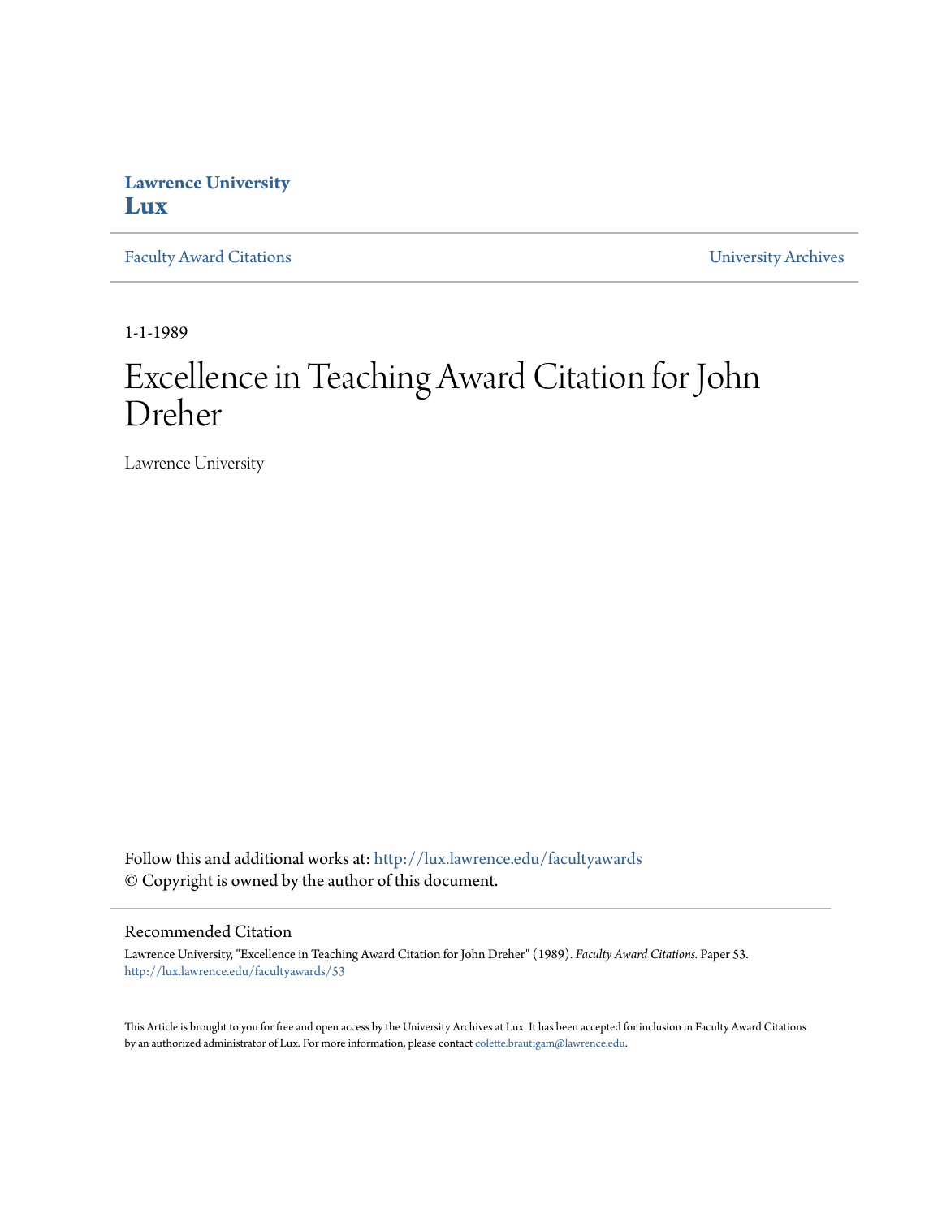**Lawrence University**
**Lux**

Faculty Award Citations | University Archives

1-1-1989

# Excellence in Teaching Award Citation for John Dreher

Lawrence University

Follow this and additional works at: http://lux.lawrence.edu/facultyawards
© Copyright is owned by the author of this document.

## Recommended Citation

Lawrence University, "Excellence in Teaching Award Citation for John Dreher" (1989). *Faculty Award Citations.* Paper 53.
http://lux.lawrence.edu/facultyawards/53

This Article is brought to you for free and open access by the University Archives at Lux. It has been accepted for inclusion in Faculty Award Citations by an authorized administrator of Lux. For more information, please contact colette.brautigam@lawrence.edu.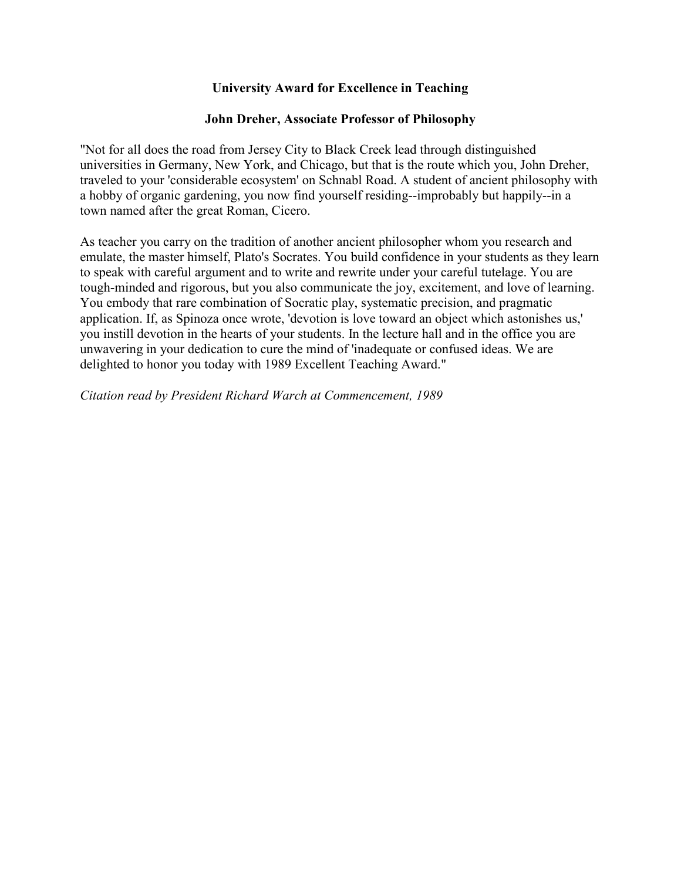**University Award for Excellence in Teaching**

**John Dreher, Associate Professor of Philosophy**

"Not for all does the road from Jersey City to Black Creek lead through distinguished universities in Germany, New York, and Chicago, but that is the route which you, John Dreher, traveled to your 'considerable ecosystem' on Schnabl Road. A student of ancient philosophy with a hobby of organic gardening, you now find yourself residing--improbably but happily--in a town named after the great Roman, Cicero.

As teacher you carry on the tradition of another ancient philosopher whom you research and emulate, the master himself, Plato's Socrates. You build confidence in your students as they learn to speak with careful argument and to write and rewrite under your careful tutelage. You are tough-minded and rigorous, but you also communicate the joy, excitement, and love of learning. You embody that rare combination of Socratic play, systematic precision, and pragmatic application. If, as Spinoza once wrote, 'devotion is love toward an object which astonishes us,' you instill devotion in the hearts of your students. In the lecture hall and in the office you are unwavering in your dedication to cure the mind of 'inadequate or confused ideas. We are delighted to honor you today with 1989 Excellent Teaching Award."

*Citation read by President Richard Warch at Commencement, 1989*